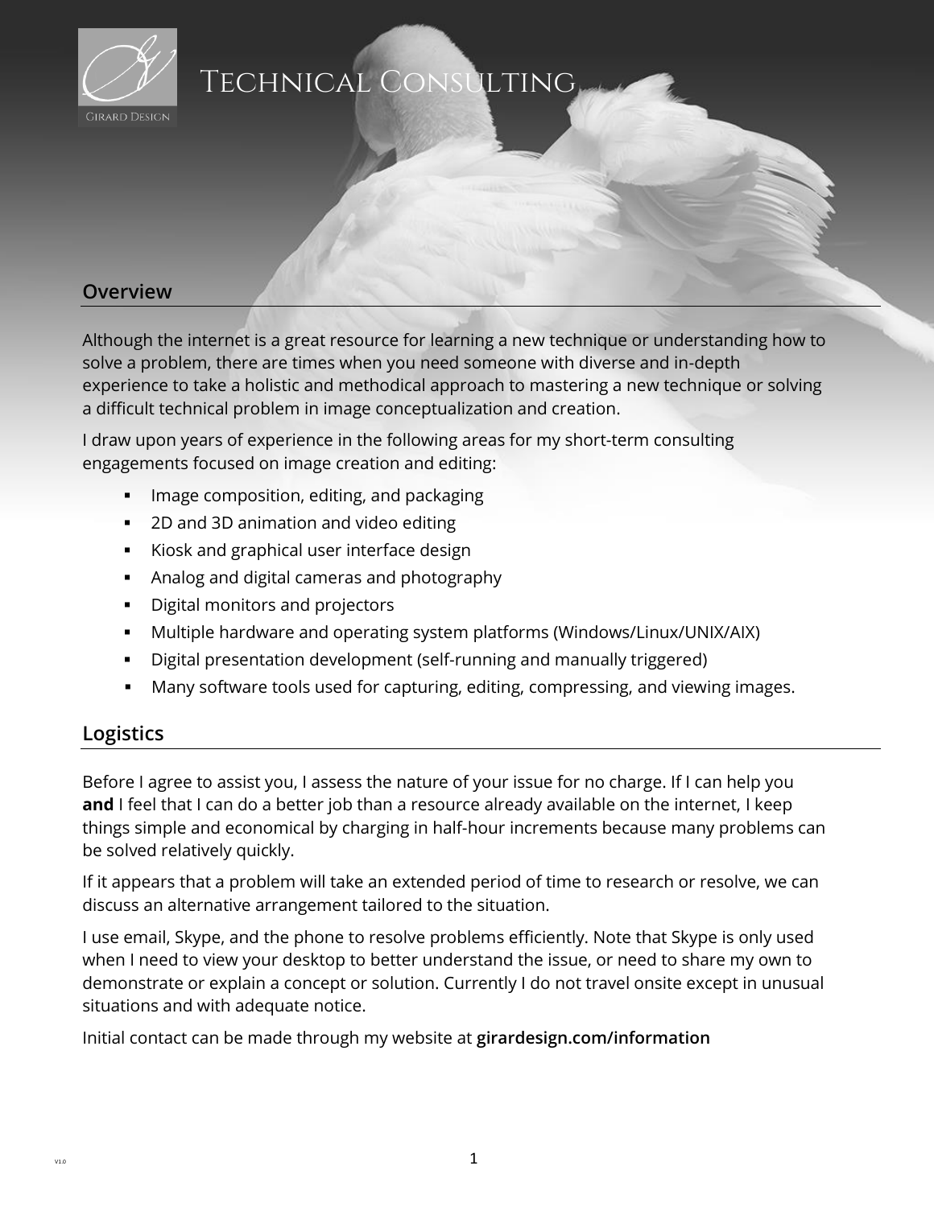# Technical Consulting

## Overview

Although the internet is a great resource for learning a new technique or understanding how to solve a problem, there are times when you need someone with diverse and in-depth experience to take a holistic and methodical approach to mastering a new technique or solving a difficult technical problem in image conceptualization and creation.

I draw upon years of experience in the following areas for my short-term consulting engagements focused on image creation and editing:

- Image composition, editing, and packaging
- 2D and 3D animation and video editing
- Kiosk and graphical user interface design
- Analog and digital cameras and photography
- Digital monitors and projectors
- Multiple hardware and operating system platforms (Windows/Linux/UNIX/AIX)
- Digital presentation development (self-running and manually triggered)
- Many software tools used for capturing, editing, compressing, and viewing images.

## Logistics

Before I agree to assist you, I assess the nature of your issue for no charge. If I can help you **and** I feel that I can do a better job than a resource already available on the internet, I keep things simple and economical by charging in half-hour increments because many problems can be solved relatively quickly.

If it appears that a problem will take an extended period of time to research or resolve, we can discuss an alternative arrangement tailored to the situation.

I use email, Skype, and the phone to resolve problems efficiently. Note that Skype is only used when I need to view your desktop to better understand the issue, or need to share my own to demonstrate or explain a concept or solution. Currently I do not travel onsite except in unusual situations and with adequate notice.

Initial contact can be made through my website at **girardesign.com/information**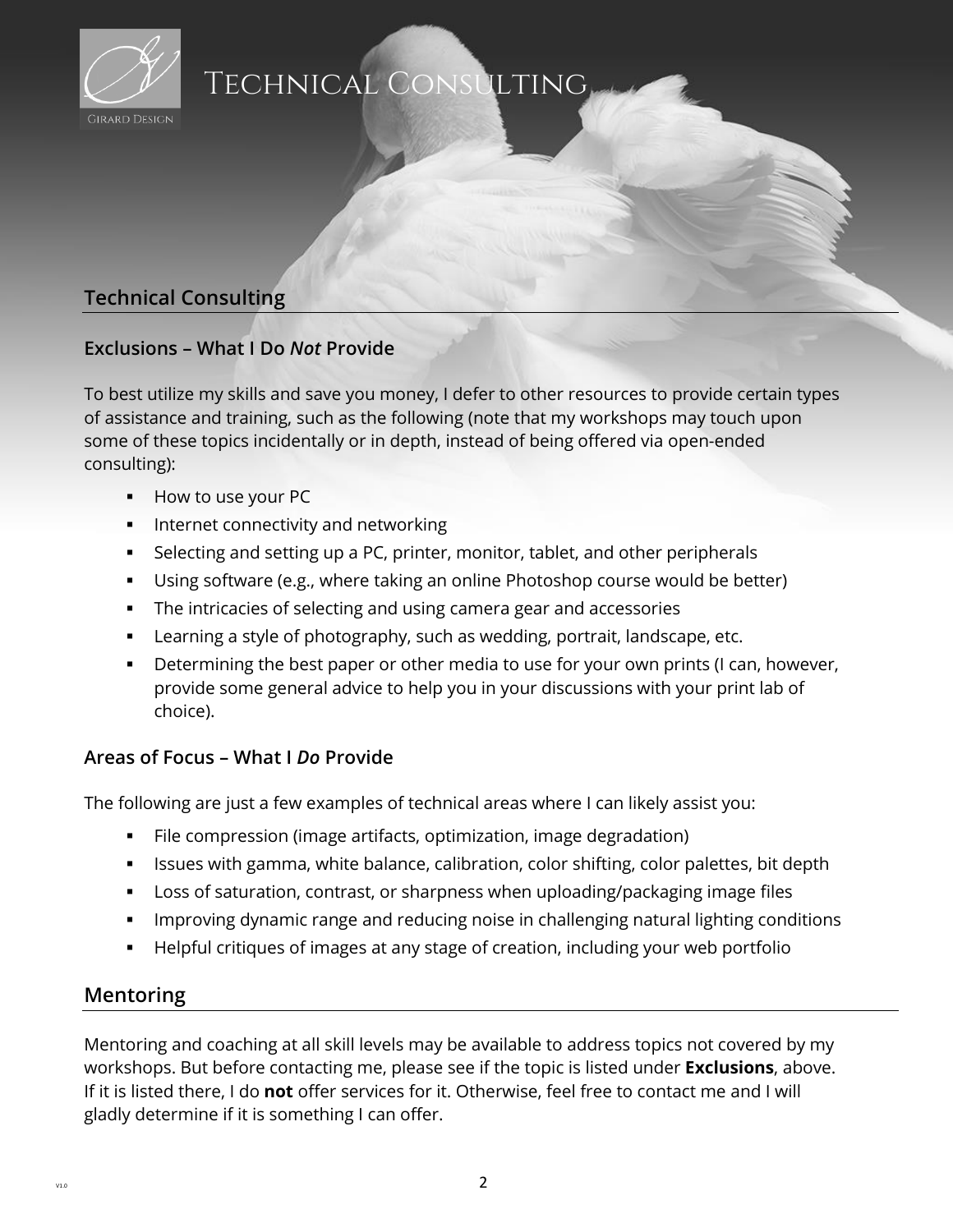# Technical Consulting

## Technical Consulting

### Exclusions – What I Do *Not* Provide

To best utilize my skills and save you money, I defer to other resources to provide certain types of assistance and training, such as the following (note that my workshops may touch upon some of these topics incidentally or in depth, instead of being offered via open-ended consulting):

- How to use your PC
- Internet connectivity and networking
- Selecting and setting up a PC, printer, monitor, tablet, and other peripherals
- Using software (e.g., where taking an online Photoshop course would be better)
- The intricacies of selecting and using camera gear and accessories
- Learning a style of photography, such as wedding, portrait, landscape, etc.
- Determining the best paper or other media to use for your own prints (I can, however, provide some general advice to help you in your discussions with your print lab of choice).

### Areas of Focus – What I *Do* Provide

The following are just a few examples of technical areas where I can likely assist you:

- File compression (image artifacts, optimization, image degradation)
- Issues with gamma, white balance, calibration, color shifting, color palettes, bit depth
- Loss of saturation, contrast, or sharpness when uploading/packaging image files
- Improving dynamic range and reducing noise in challenging natural lighting conditions
- Helpful critiques of images at any stage of creation, including your web portfolio

## Mentoring

Mentoring and coaching at all skill levels may be available to address topics not covered by my workshops. But before contacting me, please see if the topic is listed under **Exclusions**, above. If it is listed there, I do **not** offer services for it. Otherwise, feel free to contact me and I will gladly determine if it is something I can offer.